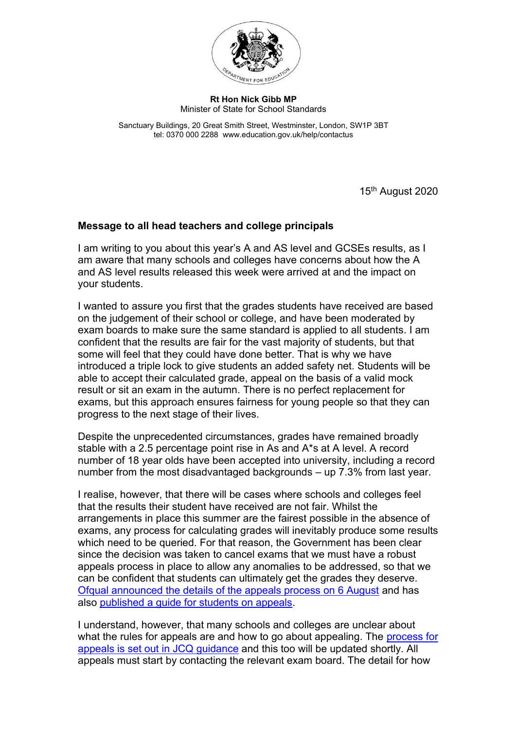**Rt Hon Nick Gibb MP**
Minister of State for School Standards

Sanctuary Buildings, 20 Great Smith Street, Westminster, London, SW1P 3BT
tel: 0370 000 2288 www.education.gov.uk/help/contactus

15th August 2020

**Message to all head teachers and college principals**

I am writing to you about this year's A and AS level and GCSEs results, as I am aware that many schools and colleges have concerns about how the A and AS level results released this week were arrived at and the impact on your students.

I wanted to assure you first that the grades students have received are based on the judgement of their school or college, and have been moderated by exam boards to make sure the same standard is applied to all students. I am confident that the results are fair for the vast majority of students, but that some will feel that they could have done better. That is why we have introduced a triple lock to give students an added safety net. Students will be able to accept their calculated grade, appeal on the basis of a valid mock result or sit an exam in the autumn. There is no perfect replacement for exams, but this approach ensures fairness for young people so that they can progress to the next stage of their lives.

Despite the unprecedented circumstances, grades have remained broadly stable with a 2.5 percentage point rise in As and A*s at A level. A record number of 18 year olds have been accepted into university, including a record number from the most disadvantaged backgrounds – up 7.3% from last year.

I realise, however, that there will be cases where schools and colleges feel that the results their student have received are not fair. Whilst the arrangements in place this summer are the fairest possible in the absence of exams, any process for calculating grades will inevitably produce some results which need to be queried. For that reason, the Government has been clear since the decision was taken to cancel exams that we must have a robust appeals process in place to allow any anomalies to be addressed, so that we can be confident that students can ultimately get the grades they deserve. Ofqual announced the details of the appeals process on 6 August and has also published a guide for students on appeals.

I understand, however, that many schools and colleges are unclear about what the rules for appeals are and how to go about appealing. The process for appeals is set out in JCQ guidance and this too will be updated shortly. All appeals must start by contacting the relevant exam board. The detail for how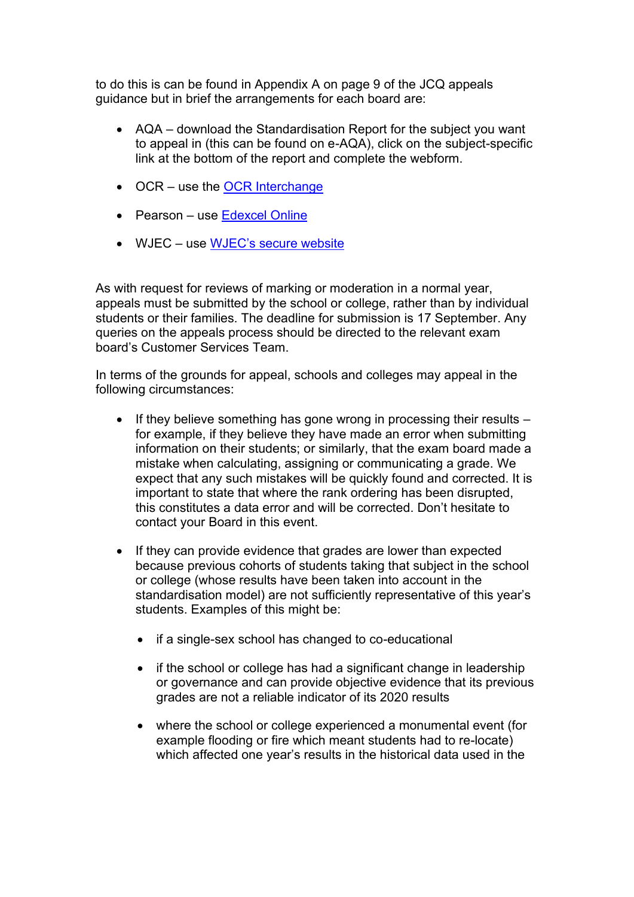to do this is can be found in Appendix A on page 9 of the JCQ appeals guidance but in brief the arrangements for each board are:

- AQA – download the Standardisation Report for the subject you want to appeal in (this can be found on e-AQA), click on the subject-specific link at the bottom of the report and complete the webform.
- OCR – use the [OCR Interchange]
- Pearson – use [Edexcel Online]
- WJEC – use [WJEC's secure website]

As with request for reviews of marking or moderation in a normal year, appeals must be submitted by the school or college, rather than by individual students or their families. The deadline for submission is 17 September. Any queries on the appeals process should be directed to the relevant exam board's Customer Services Team.

In terms of the grounds for appeal, schools and colleges may appeal in the following circumstances:

- If they believe something has gone wrong in processing their results – for example, if they believe they have made an error when submitting information on their students; or similarly, that the exam board made a mistake when calculating, assigning or communicating a grade. We expect that any such mistakes will be quickly found and corrected. It is important to state that where the rank ordering has been disrupted, this constitutes a data error and will be corrected. Don't hesitate to contact your Board in this event.
- If they can provide evidence that grades are lower than expected because previous cohorts of students taking that subject in the school or college (whose results have been taken into account in the standardisation model) are not sufficiently representative of this year's students. Examples of this might be:
  - if a single-sex school has changed to co-educational
  - if the school or college has had a significant change in leadership or governance and can provide objective evidence that its previous grades are not a reliable indicator of its 2020 results
  - where the school or college experienced a monumental event (for example flooding or fire which meant students had to re-locate) which affected one year's results in the historical data used in the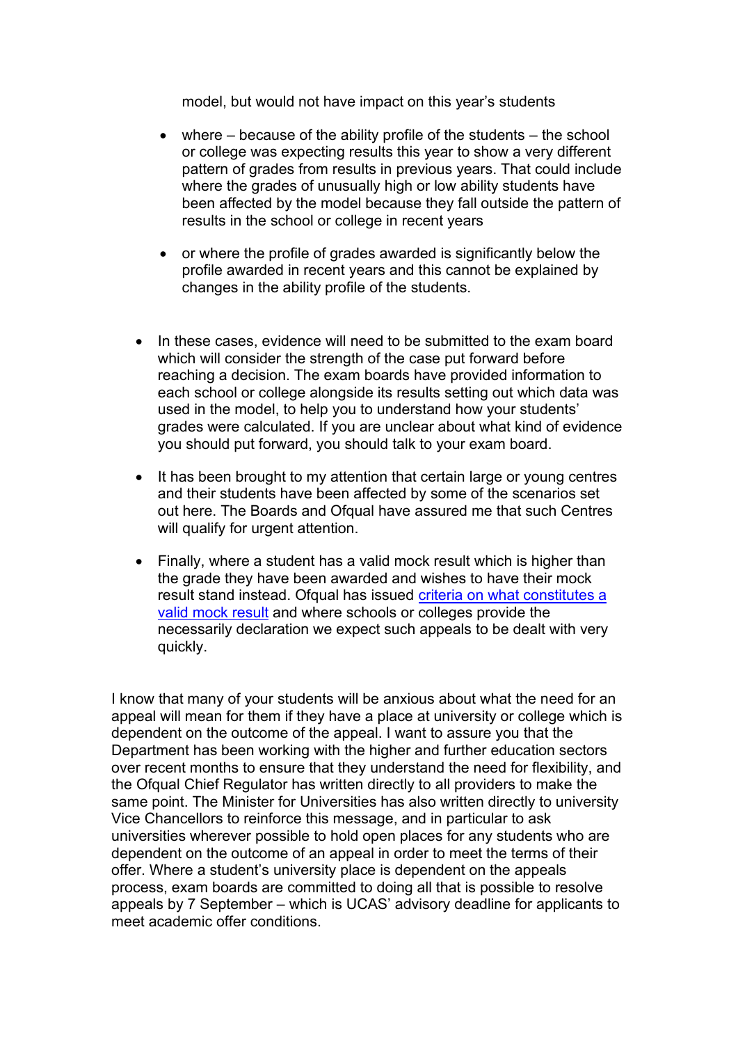model, but would not have impact on this year's students

  - where – because of the ability profile of the students – the school or college was expecting results this year to show a very different pattern of grades from results in previous years. That could include where the grades of unusually high or low ability students have been affected by the model because they fall outside the pattern of results in the school or college in recent years

  - or where the profile of grades awarded is significantly below the profile awarded in recent years and this cannot be explained by changes in the ability profile of the students.

- In these cases, evidence will need to be submitted to the exam board which will consider the strength of the case put forward before reaching a decision. The exam boards have provided information to each school or college alongside its results setting out which data was used in the model, to help you to understand how your students' grades were calculated. If you are unclear about what kind of evidence you should put forward, you should talk to your exam board.

- It has been brought to my attention that certain large or young centres and their students have been affected by some of the scenarios set out here. The Boards and Ofqual have assured me that such Centres will qualify for urgent attention.

- Finally, where a student has a valid mock result which is higher than the grade they have been awarded and wishes to have their mock result stand instead. Ofqual has issued [criteria on what constitutes a valid mock result]() and where schools or colleges provide the necessarily declaration we expect such appeals to be dealt with very quickly.

I know that many of your students will be anxious about what the need for an appeal will mean for them if they have a place at university or college which is dependent on the outcome of the appeal. I want to assure you that the Department has been working with the higher and further education sectors over recent months to ensure that they understand the need for flexibility, and the Ofqual Chief Regulator has written directly to all providers to make the same point. The Minister for Universities has also written directly to university Vice Chancellors to reinforce this message, and in particular to ask universities wherever possible to hold open places for any students who are dependent on the outcome of an appeal in order to meet the terms of their offer. Where a student's university place is dependent on the appeals process, exam boards are committed to doing all that is possible to resolve appeals by 7 September – which is UCAS' advisory deadline for applicants to meet academic offer conditions.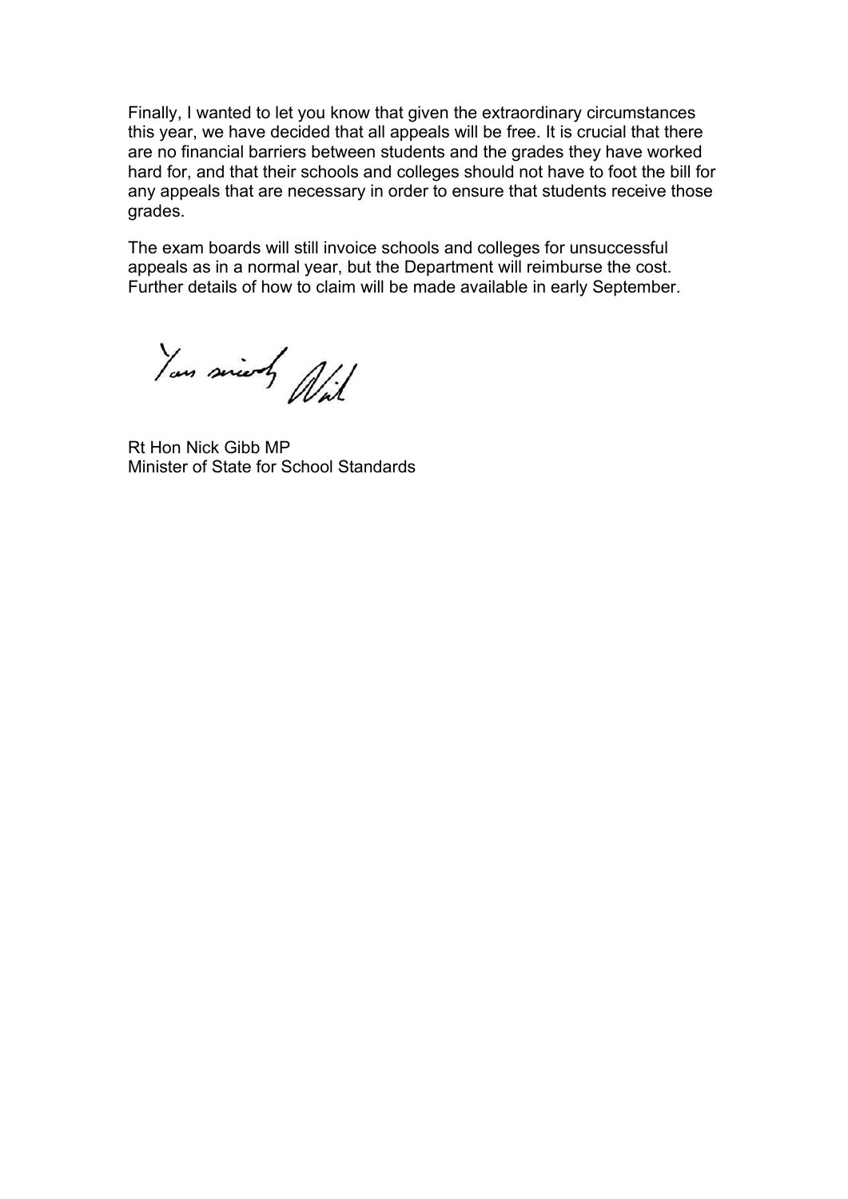Finally, I wanted to let you know that given the extraordinary circumstances this year, we have decided that all appeals will be free. It is crucial that there are no financial barriers between students and the grades they have worked hard for, and that their schools and colleges should not have to foot the bill for any appeals that are necessary in order to ensure that students receive those grades.

The exam boards will still invoice schools and colleges for unsuccessful appeals as in a normal year, but the Department will reimburse the cost. Further details of how to claim will be made available in early September.

Yours sincerely Nick

Rt Hon Nick Gibb MP
Minister of State for School Standards